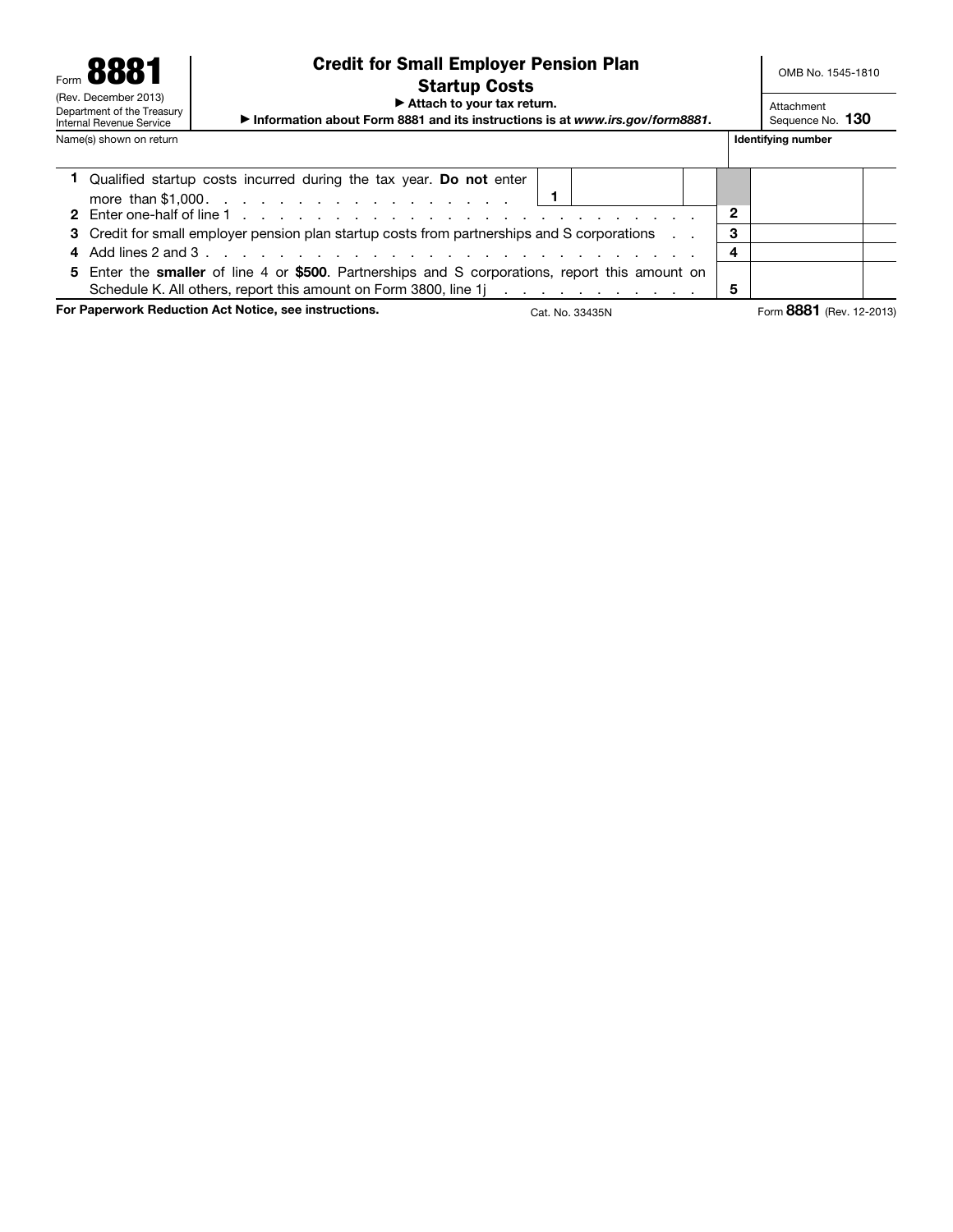Form **8881**
(Rev. December 2013)
Department of the Treasury
Internal Revenue Service

# Credit for Small Employer Pension Plan Startup Costs

► Attach to your tax return.
► Information about Form 8881 and its instructions is at *www.irs.gov/form8881*.

OMB No. 1545-1810
Attachment Sequence No. **130**

Name(s) shown on return | **Identifying number**

| | | | |
|---|---|---|---|
| **1** | Qualified startup costs incurred during the tax year. **Do not** enter more than $1,000 . . . . . . . . . . . . . . . . . . | **1** | |
| **2** | Enter one-half of line 1 . . . . . . . . . . . . . . . . . . . . . . . . . . . . . | **2** | |
| **3** | Credit for small employer pension plan startup costs from partnerships and S corporations . . | **3** | |
| **4** | Add lines 2 and 3 . . . . . . . . . . . . . . . . . . . . . . . . . . . . . . | **4** | |
| **5** | Enter the **smaller** of line 4 or **$500**. Partnerships and S corporations, report this amount on Schedule K. All others, report this amount on Form 3800, line 1j . . . . . . . . . . . . | **5** | |

**For Paperwork Reduction Act Notice, see instructions.** Cat. No. 33435N Form **8881** (Rev. 12-2013)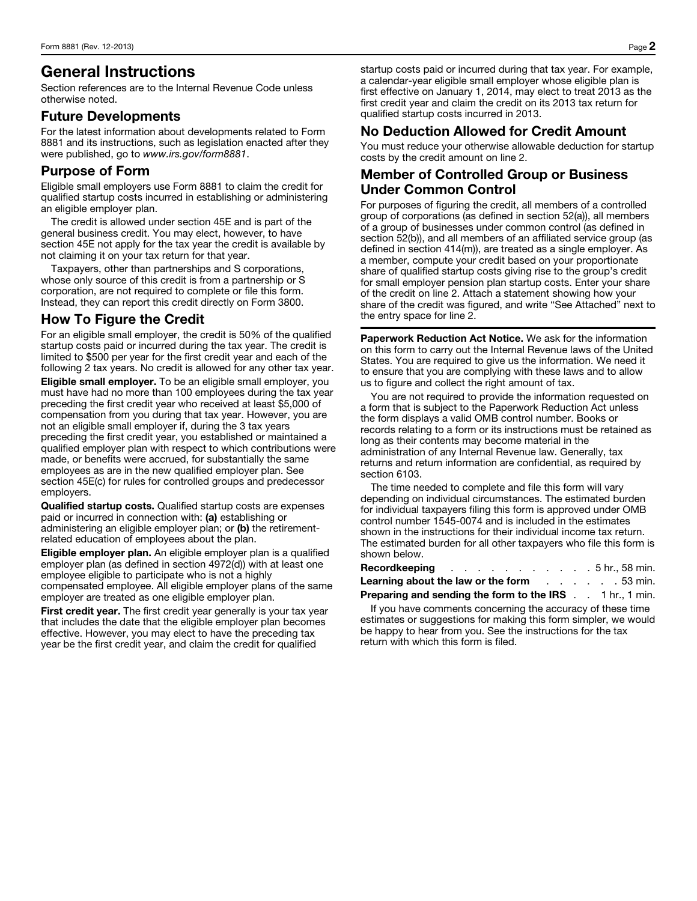# General Instructions

Section references are to the Internal Revenue Code unless otherwise noted.

## Future Developments

For the latest information about developments related to Form 8881 and its instructions, such as legislation enacted after they were published, go to *www.irs.gov/form8881*.

## Purpose of Form

Eligible small employers use Form 8881 to claim the credit for qualified startup costs incurred in establishing or administering an eligible employer plan.

The credit is allowed under section 45E and is part of the general business credit. You may elect, however, to have section 45E not apply for the tax year the credit is available by not claiming it on your tax return for that year.

Taxpayers, other than partnerships and S corporations, whose only source of this credit is from a partnership or S corporation, are not required to complete or file this form. Instead, they can report this credit directly on Form 3800.

## How To Figure the Credit

For an eligible small employer, the credit is 50% of the qualified startup costs paid or incurred during the tax year. The credit is limited to $500 per year for the first credit year and each of the following 2 tax years. No credit is allowed for any other tax year.

**Eligible small employer.** To be an eligible small employer, you must have had no more than 100 employees during the tax year preceding the first credit year who received at least $5,000 of compensation from you during that tax year. However, you are not an eligible small employer if, during the 3 tax years preceding the first credit year, you established or maintained a qualified employer plan with respect to which contributions were made, or benefits were accrued, for substantially the same employees as are in the new qualified employer plan. See section 45E(c) for rules for controlled groups and predecessor employers.

**Qualified startup costs.** Qualified startup costs are expenses paid or incurred in connection with: **(a)** establishing or administering an eligible employer plan; or **(b)** the retirement-related education of employees about the plan.

**Eligible employer plan.** An eligible employer plan is a qualified employer plan (as defined in section 4972(d)) with at least one employee eligible to participate who is not a highly compensated employee. All eligible employer plans of the same employer are treated as one eligible employer plan.

**First credit year.** The first credit year generally is your tax year that includes the date that the eligible employer plan becomes effective. However, you may elect to have the preceding tax year be the first credit year, and claim the credit for qualified startup costs paid or incurred during that tax year. For example, a calendar-year eligible small employer whose eligible plan is first effective on January 1, 2014, may elect to treat 2013 as the first credit year and claim the credit on its 2013 tax return for qualified startup costs incurred in 2013.

## No Deduction Allowed for Credit Amount

You must reduce your otherwise allowable deduction for startup costs by the credit amount on line 2.

## Member of Controlled Group or Business Under Common Control

For purposes of figuring the credit, all members of a controlled group of corporations (as defined in section 52(a)), all members of a group of businesses under common control (as defined in section 52(b)), and all members of an affiliated service group (as defined in section 414(m)), are treated as a single employer. As a member, compute your credit based on your proportionate share of qualified startup costs giving rise to the group's credit for small employer pension plan startup costs. Enter your share of the credit on line 2. Attach a statement showing how your share of the credit was figured, and write "See Attached" next to the entry space for line 2.

---

**Paperwork Reduction Act Notice.** We ask for the information on this form to carry out the Internal Revenue laws of the United States. You are required to give us the information. We need it to ensure that you are complying with these laws and to allow us to figure and collect the right amount of tax.

You are not required to provide the information requested on a form that is subject to the Paperwork Reduction Act unless the form displays a valid OMB control number. Books or records relating to a form or its instructions must be retained as long as their contents may become material in the administration of any Internal Revenue law. Generally, tax returns and return information are confidential, as required by section 6103.

The time needed to complete and file this form will vary depending on individual circumstances. The estimated burden for individual taxpayers filing this form is approved under OMB control number 1545-0074 and is included in the estimates shown in the instructions for their individual income tax return. The estimated burden for all other taxpayers who file this form is shown below.

**Recordkeeping** . . . . . . . . . . . . 5 hr., 58 min.

**Learning about the law or the form** . . . . . . . 53 min.

**Preparing and sending the form to the IRS** . . . 1 hr., 1 min.

If you have comments concerning the accuracy of these time estimates or suggestions for making this form simpler, we would be happy to hear from you. See the instructions for the tax return with which this form is filed.